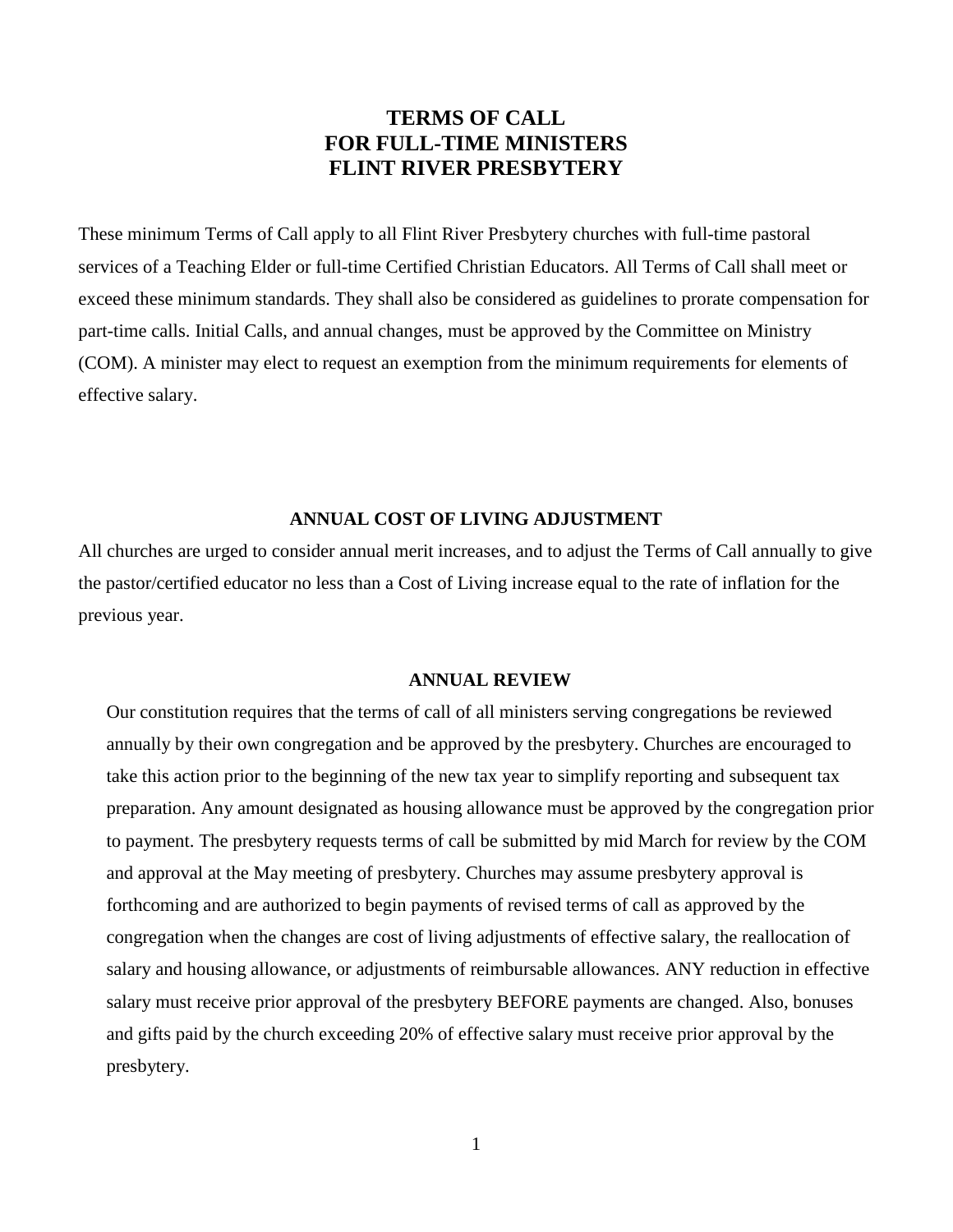# TERMS OF CALL
# FOR FULL-TIME MINISTERS
# FLINT RIVER PRESBYTERY

These minimum Terms of Call apply to all Flint River Presbytery churches with full-time pastoral services of a Teaching Elder or full-time Certified Christian Educators. All Terms of Call shall meet or exceed these minimum standards. They shall also be considered as guidelines to prorate compensation for part-time calls. Initial Calls, and annual changes, must be approved by the Committee on Ministry (COM). A minister may elect to request an exemption from the minimum requirements for elements of effective salary.

## ANNUAL COST OF LIVING ADJUSTMENT

All churches are urged to consider annual merit increases, and to adjust the Terms of Call annually to give the pastor/certified educator no less than a Cost of Living increase equal to the rate of inflation for the previous year.

## ANNUAL REVIEW

Our constitution requires that the terms of call of all ministers serving congregations be reviewed annually by their own congregation and be approved by the presbytery. Churches are encouraged to take this action prior to the beginning of the new tax year to simplify reporting and subsequent tax preparation. Any amount designated as housing allowance must be approved by the congregation prior to payment. The presbytery requests terms of call be submitted by mid March for review by the COM and approval at the May meeting of presbytery. Churches may assume presbytery approval is forthcoming and are authorized to begin payments of revised terms of call as approved by the congregation when the changes are cost of living adjustments of effective salary, the reallocation of salary and housing allowance, or adjustments of reimbursable allowances. ANY reduction in effective salary must receive prior approval of the presbytery BEFORE payments are changed. Also, bonuses and gifts paid by the church exceeding 20% of effective salary must receive prior approval by the presbytery.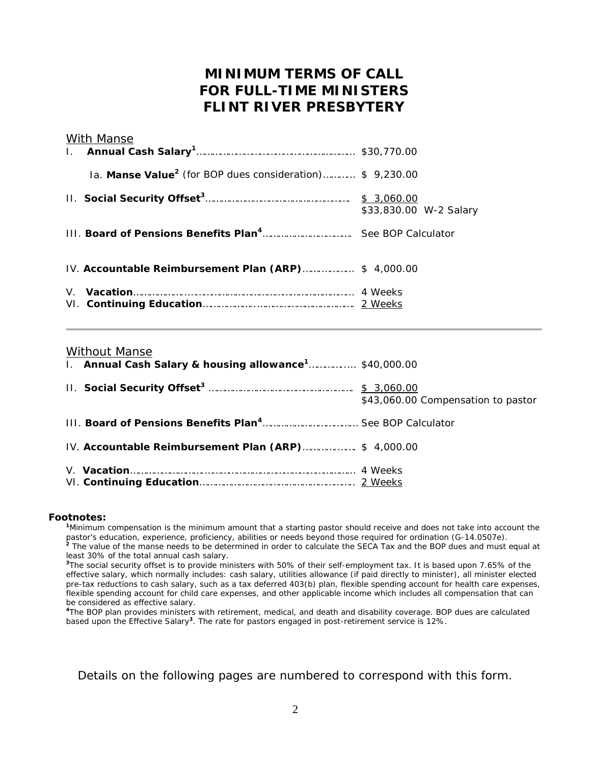# MINIMUM TERMS OF CALL
# FOR FULL-TIME MINISTERS
# FLINT RIVER PRESBYTERY

## With Manse

| Item | Amount |
|---|---|
| I. **Annual Cash Salary**[1] | $30,770.00 |
| Ia. **Manse Value**[2] (for BOP dues consideration) | $ 9,230.00 |
| II. **Social Security Offset**[3] | $ 3,060.00 |
| | $33,830.00 W-2 Salary |
| III. **Board of Pensions Benefits Plan**[4] | See BOP Calculator |
| IV. **Accountable Reimbursement Plan (ARP)** | $ 4,000.00 |
| V. **Vacation** | 4 Weeks |
| VI. **Continuing Education** | 2 Weeks |

---

## Without Manse

| Item | Amount |
|---|---|
| I. **Annual Cash Salary & housing allowance**[1] | $40,000.00 |
| II. **Social Security Offset**[3] | $ 3,060.00 |
| | $43,060.00 Compensation to pastor |
| III. **Board of Pensions Benefits Plan**[4] | See BOP Calculator |
| IV. **Accountable Reimbursement Plan (ARP)** | $ 4,000.00 |
| V. **Vacation** | 4 Weeks |
| VI. **Continuing Education** | 2 Weeks |

**Footnotes:**

[1]Minimum compensation is the minimum amount that a starting pastor should receive and does not take into account the pastor's education, experience, proficiency, abilities or needs beyond those required for ordination (G-14.0507e).

[2] The value of the manse needs to be determined in order to calculate the SECA Tax and the BOP dues and must equal at least 30% of the total annual cash salary.

[3]The social security offset is to provide ministers with 50% of their self-employment tax. It is based upon 7.65% of the effective salary, which normally includes: cash salary, utilities allowance (if paid directly to minister), all minister elected pre-tax reductions to cash salary, such as a tax deferred 403(b) plan, flexible spending account for health care expenses, flexible spending account for child care expenses, and other applicable income which includes all compensation that can be considered as effective salary.

[4]The BOP plan provides ministers with retirement, medical, and death and disability coverage. BOP dues are calculated based upon the Effective Salary[3]. The rate for pastors engaged in post-retirement service is 12%.

Details on the following pages are numbered to correspond with this form.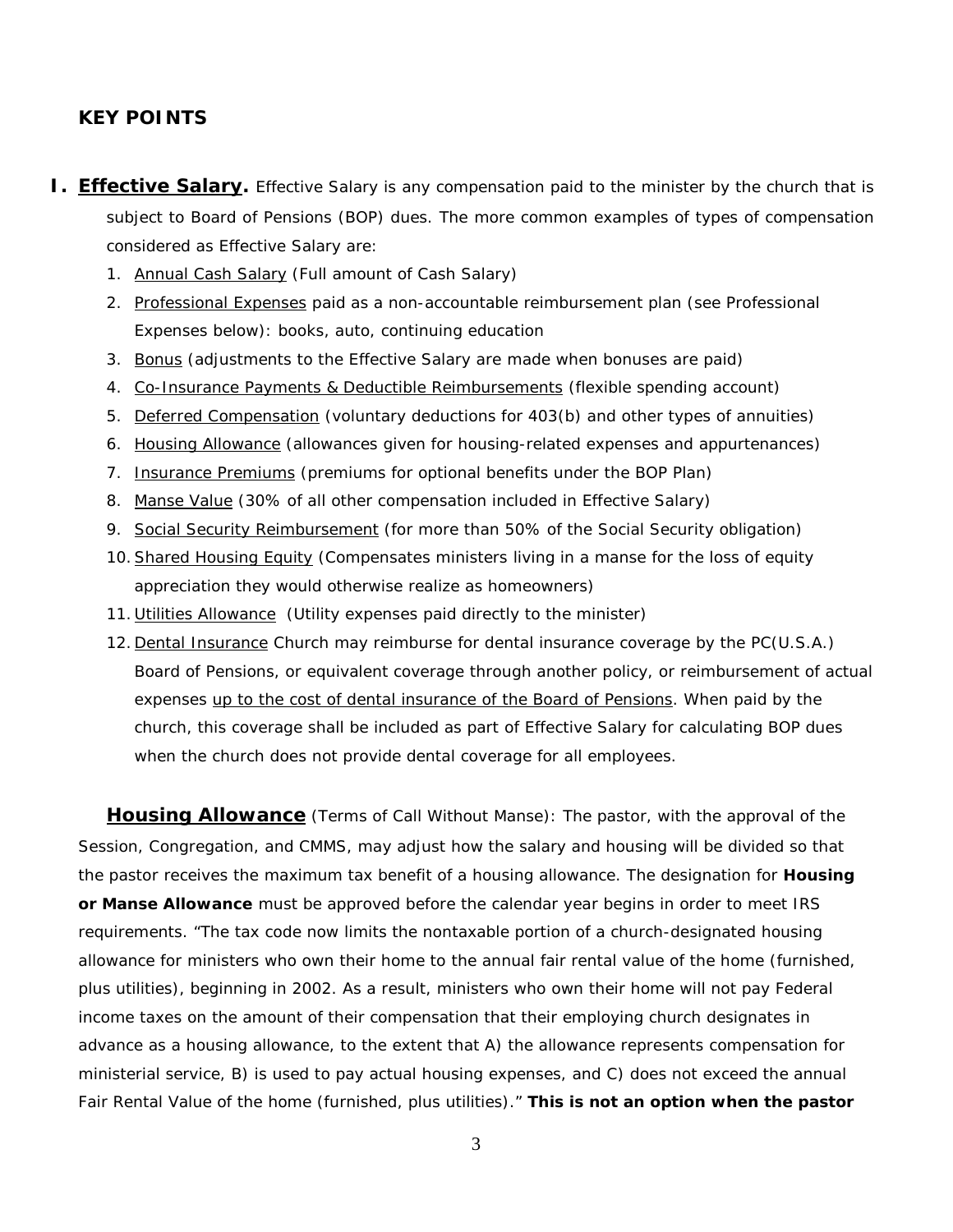## KEY POINTS

**I. <u>Effective Salary</u>.** Effective Salary is any compensation paid to the minister by the church that is subject to Board of Pensions (BOP) dues. The more common examples of types of compensation considered as Effective Salary are:

1. <u>Annual Cash Salary</u> (Full amount of Cash Salary)
2. <u>Professional Expenses</u> paid as a non-accountable reimbursement plan (see Professional Expenses below): books, auto, continuing education
3. <u>Bonus</u> (adjustments to the Effective Salary are made when bonuses are paid)
4. <u>Co-Insurance Payments & Deductible Reimbursements</u> (flexible spending account)
5. <u>Deferred Compensation</u> (voluntary deductions for 403(b) and other types of annuities)
6. <u>Housing Allowance</u> (allowances given for housing-related expenses and appurtenances)
7. <u>Insurance Premiums</u> (premiums for optional benefits under the BOP Plan)
8. <u>Manse Value</u> (30% of all other compensation included in Effective Salary)
9. <u>Social Security Reimbursement</u> (for more than 50% of the Social Security obligation)
10. <u>Shared Housing Equity</u> (Compensates ministers living in a manse for the loss of equity appreciation they would otherwise realize as homeowners)
11. <u>Utilities Allowance</u> (Utility expenses paid directly to the minister)
12. <u>Dental Insurance</u> Church may reimburse for dental insurance coverage by the PC(U.S.A.) Board of Pensions, or equivalent coverage through another policy, or reimbursement of actual expenses <u>up to the cost of dental insurance of the Board of Pensions</u>. When paid by the church, this coverage shall be included as part of Effective Salary for calculating BOP dues when the church does not provide dental coverage for all employees.

**<u>Housing Allowance</u>** (Terms of Call Without Manse): The pastor, with the approval of the Session, Congregation, and CMMS, may adjust how the salary and housing will be divided so that the pastor receives the maximum tax benefit of a housing allowance. The designation for **Housing or Manse Allowance** must be approved before the calendar year begins in order to meet IRS requirements. "The tax code now limits the nontaxable portion of a church-designated housing allowance for ministers who own their home to the annual fair rental value of the home (furnished, plus utilities), beginning in 2002. As a result, ministers who own their home will not pay Federal income taxes on the amount of their compensation that their employing church designates in advance as a housing allowance, to the extent that A) the allowance represents compensation for ministerial service, B) is used to pay actual housing expenses, and C) does not exceed the annual Fair Rental Value of the home (furnished, plus utilities)." **This is not an option when the pastor**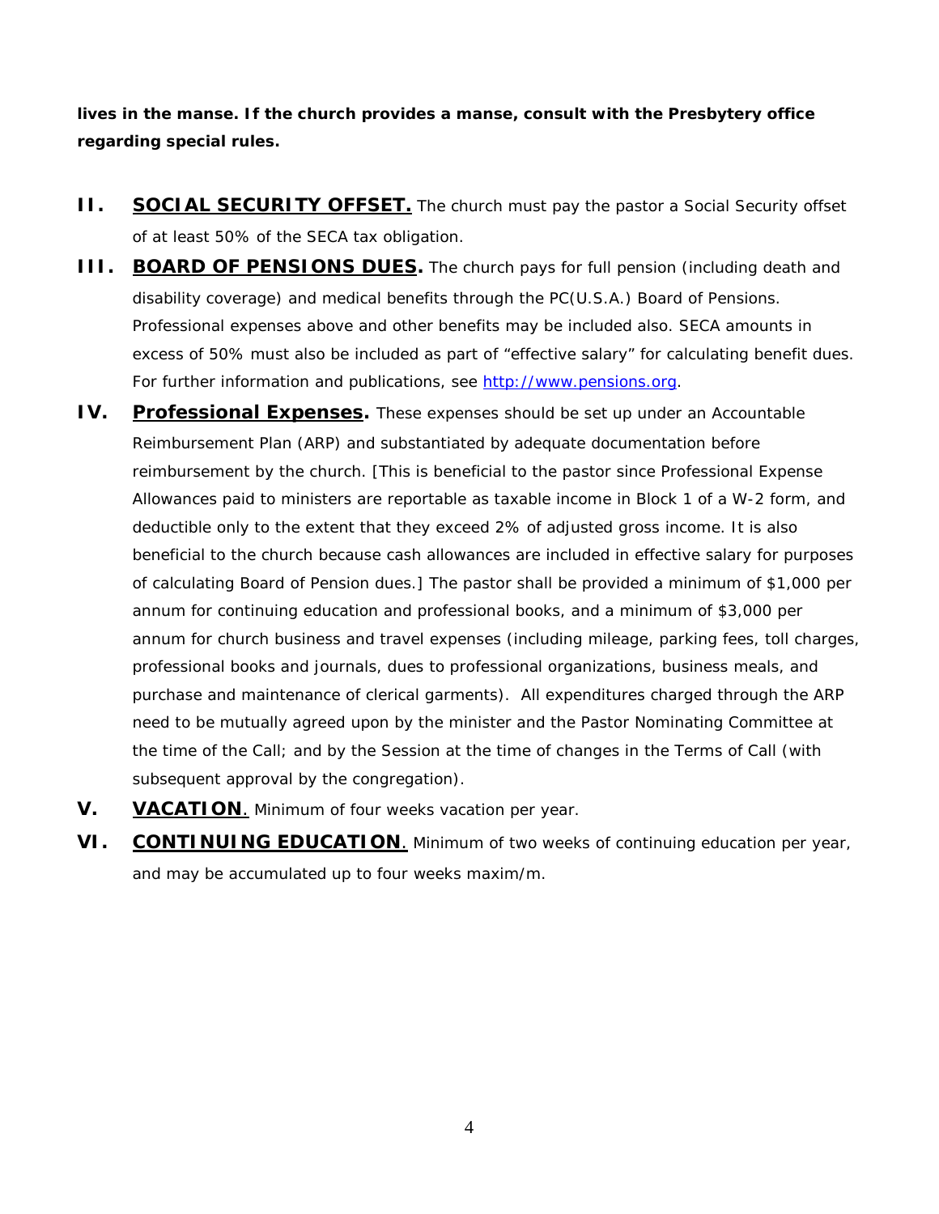**lives in the manse. If the church provides a manse, consult with the Presbytery office regarding special rules.**

**II. <u>SOCIAL SECURITY OFFSET.</u>** The church must pay the pastor a Social Security offset of at least 50% of the SECA tax obligation.

**III. <u>BOARD OF PENSIONS DUES</u>.** The church pays for full pension (including death and disability coverage) and medical benefits through the PC(U.S.A.) Board of Pensions. Professional expenses above and other benefits may be included also. SECA amounts in excess of 50% must also be included as part of "effective salary" for calculating benefit dues. For further information and publications, see [http://www.pensions.org](http://www.pensions.org).

**IV. <u>Professional Expenses</u>.** These expenses should be set up under an Accountable Reimbursement Plan (ARP) and substantiated by adequate documentation before reimbursement by the church. [This is beneficial to the pastor since Professional Expense Allowances paid to ministers are reportable as taxable income in Block 1 of a W-2 form, and deductible only to the extent that they exceed 2% of adjusted gross income. It is also beneficial to the church because cash allowances are included in effective salary for purposes of calculating Board of Pension dues.] The pastor shall be provided a minimum of $1,000 per annum for continuing education and professional books, and a minimum of $3,000 per annum for church business and travel expenses (including mileage, parking fees, toll charges, professional books and journals, dues to professional organizations, business meals, and purchase and maintenance of clerical garments). All expenditures charged through the ARP need to be mutually agreed upon by the minister and the Pastor Nominating Committee at the time of the Call; and by the Session at the time of changes in the Terms of Call (with subsequent approval by the congregation).

**V. <u>VACATION</u>**. Minimum of four weeks vacation per year.

**VI. <u>CONTINUING EDUCATION</u>**. Minimum of two weeks of continuing education per year, and may be accumulated up to four weeks maxim/m.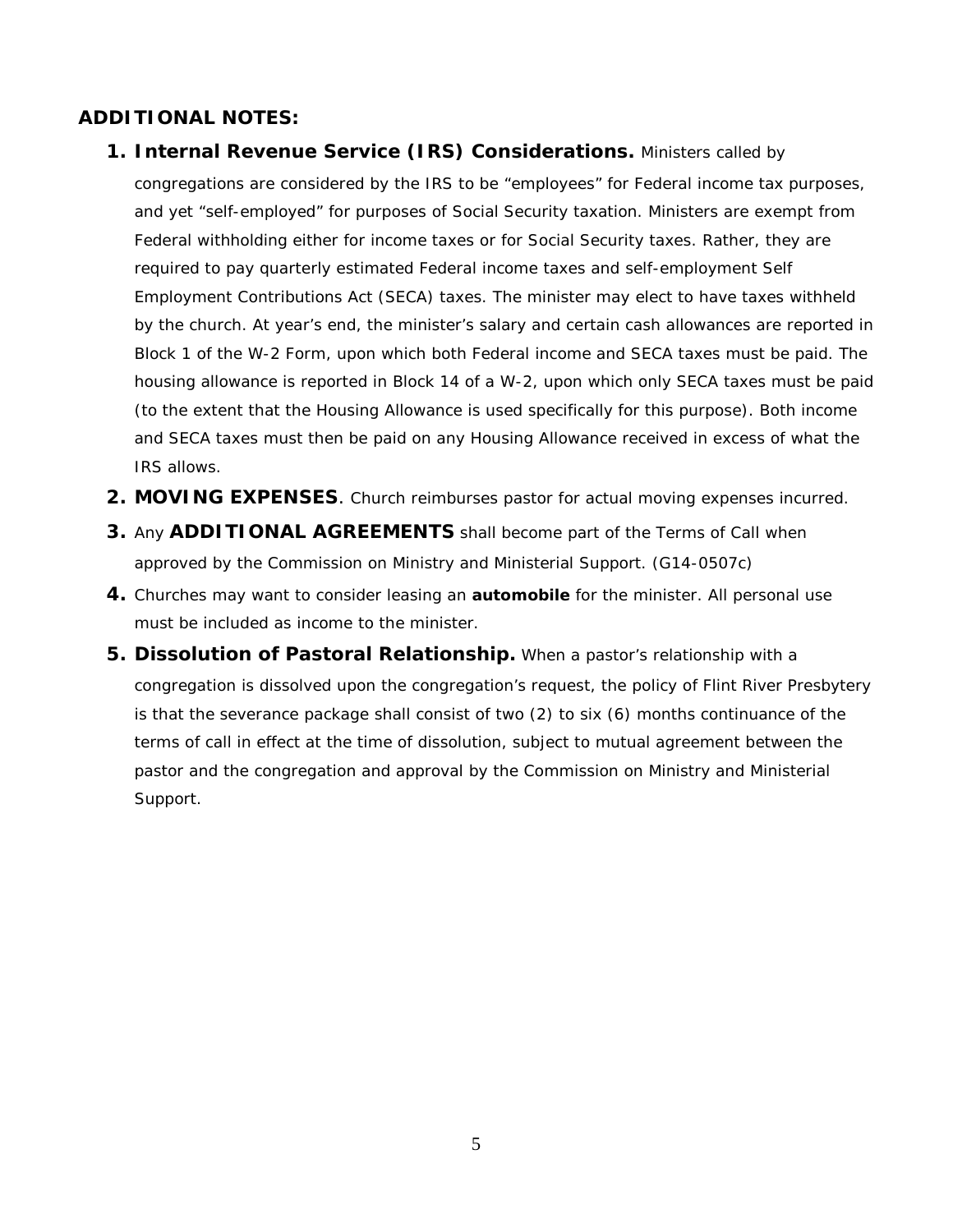**ADDITIONAL NOTES:**

1. **Internal Revenue Service (IRS) Considerations.** Ministers called by congregations are considered by the IRS to be "employees" for Federal income tax purposes, and yet "self-employed" for purposes of Social Security taxation. Ministers are exempt from Federal withholding either for income taxes or for Social Security taxes. Rather, they are required to pay quarterly estimated Federal income taxes and self-employment Self Employment Contributions Act (SECA) taxes. The minister may elect to have taxes withheld by the church. At year's end, the minister's salary and certain cash allowances are reported in Block 1 of the W-2 Form, upon which both Federal income and SECA taxes must be paid. The housing allowance is reported in Block 14 of a W-2, upon which only SECA taxes must be paid (to the extent that the Housing Allowance is used specifically for this purpose). Both income and SECA taxes must then be paid on any Housing Allowance received in excess of what the IRS allows.
2. **MOVING EXPENSES**. Church reimburses pastor for actual moving expenses incurred.
3. Any **ADDITIONAL AGREEMENTS** shall become part of the Terms of Call when approved by the Commission on Ministry and Ministerial Support. (G14-0507c)
4. Churches may want to consider leasing an **automobile** for the minister. All personal use must be included as income to the minister.
5. **Dissolution of Pastoral Relationship.** When a pastor's relationship with a congregation is dissolved upon the congregation's request, the policy of Flint River Presbytery is that the severance package shall consist of two (2) to six (6) months continuance of the terms of call in effect at the time of dissolution, subject to mutual agreement between the pastor and the congregation and approval by the Commission on Ministry and Ministerial Support.